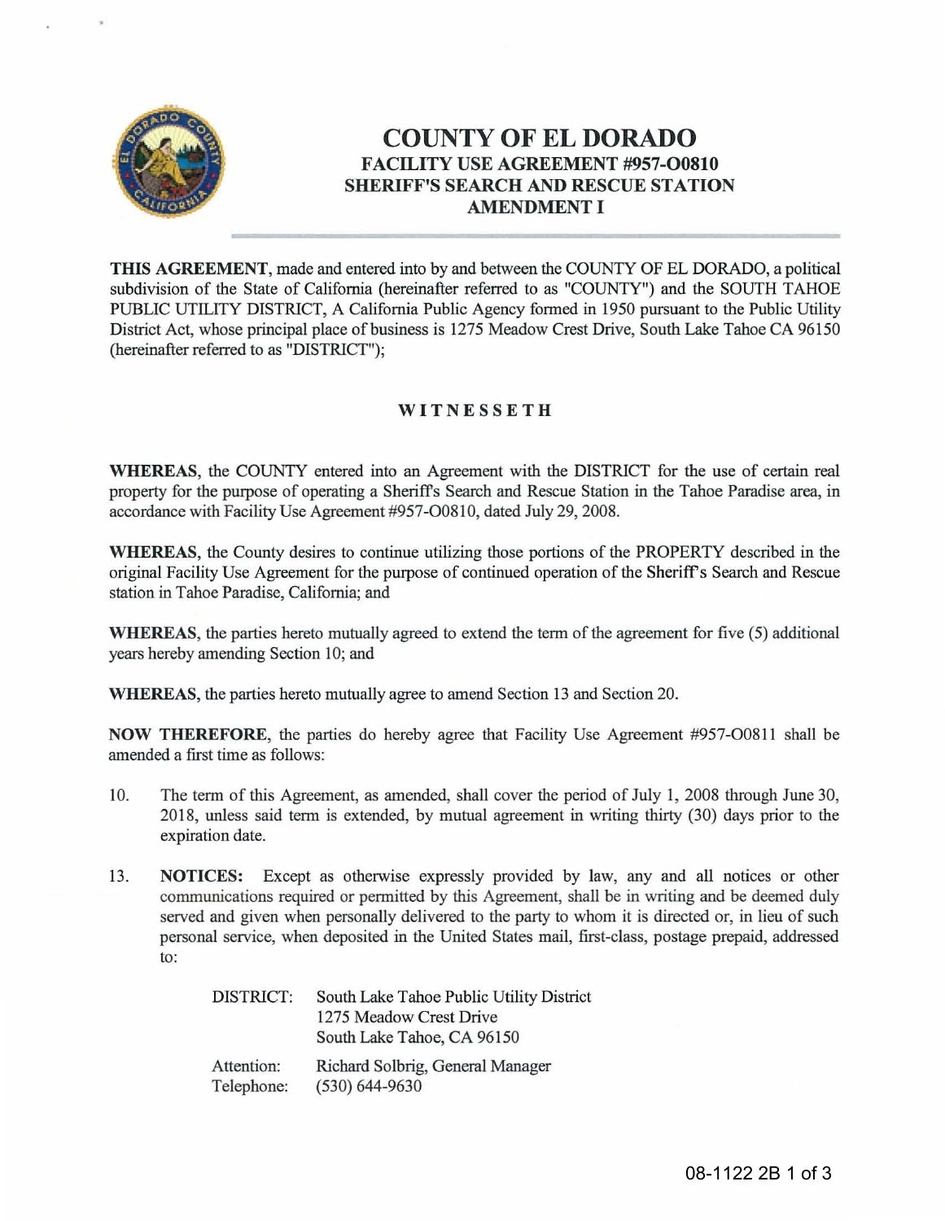# COUNTY OF EL DORADO

## FACILITY USE AGREEMENT #957-O0810
## SHERIFF'S SEARCH AND RESCUE STATION
## AMENDMENT I

**THIS AGREEMENT**, made and entered into by and between the COUNTY OF EL DORADO, a political subdivision of the State of California (hereinafter referred to as "COUNTY") and the SOUTH TAHOE PUBLIC UTILITY DISTRICT, A California Public Agency formed in 1950 pursuant to the Public Utility District Act, whose principal place of business is 1275 Meadow Crest Drive, South Lake Tahoe CA 96150 (hereinafter referred to as "DISTRICT");

**WITNESSETH**

**WHEREAS**, the COUNTY entered into an Agreement with the DISTRICT for the use of certain real property for the purpose of operating a Sheriff's Search and Rescue Station in the Tahoe Paradise area, in accordance with Facility Use Agreement #957-O0810, dated July 29, 2008.

**WHEREAS**, the County desires to continue utilizing those portions of the PROPERTY described in the original Facility Use Agreement for the purpose of continued operation of the Sheriff's Search and Rescue station in Tahoe Paradise, California; and

**WHEREAS**, the parties hereto mutually agreed to extend the term of the agreement for five (5) additional years hereby amending Section 10; and

**WHEREAS**, the parties hereto mutually agree to amend Section 13 and Section 20.

**NOW THEREFORE**, the parties do hereby agree that Facility Use Agreement #957-O0811 shall be amended a first time as follows:

10. The term of this Agreement, as amended, shall cover the period of July 1, 2008 through June 30, 2018, unless said term is extended, by mutual agreement in writing thirty (30) days prior to the expiration date.

13. **NOTICES:** Except as otherwise expressly provided by law, any and all notices or other communications required or permitted by this Agreement, shall be in writing and be deemed duly served and given when personally delivered to the party to whom it is directed or, in lieu of such personal service, when deposited in the United States mail, first-class, postage prepaid, addressed to:

| | |
|---|---|
| DISTRICT: | South Lake Tahoe Public Utility District<br>1275 Meadow Crest Drive<br>South Lake Tahoe, CA 96150 |
| Attention: | Richard Solbrig, General Manager |
| Telephone: | (530) 644-9630 |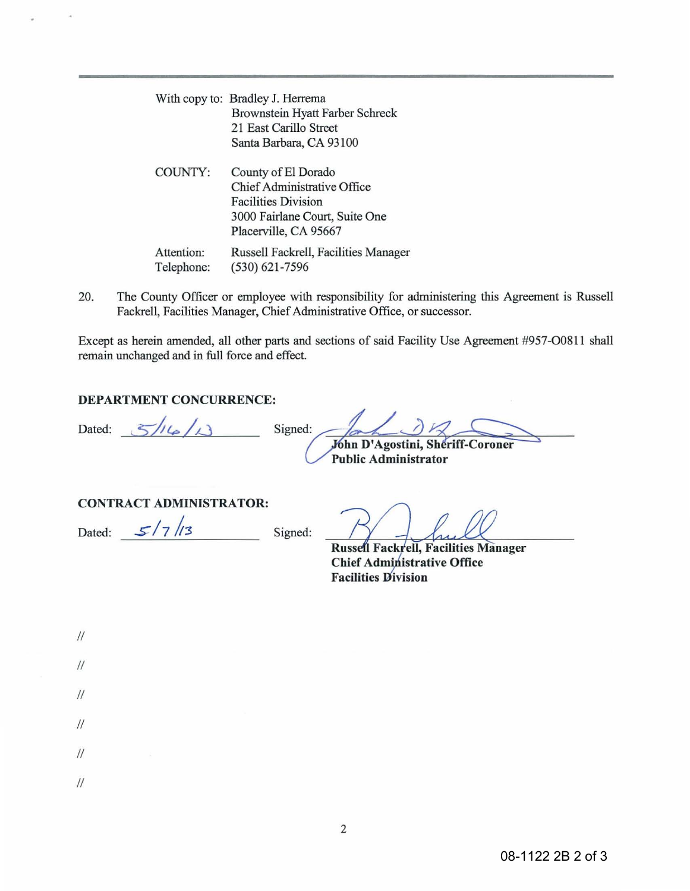With copy to: Bradley J. Herrema
Brownstein Hyatt Farber Schreck
21 East Carillo Street
Santa Barbara, CA 93100

COUNTY: County of El Dorado
Chief Administrative Office
Facilities Division
3000 Fairlane Court, Suite One
Placerville, CA 95667

Attention: Russell Fackrell, Facilities Manager
Telephone: (530) 621-7596

20. The County Officer or employee with responsibility for administering this Agreement is Russell Fackrell, Facilities Manager, Chief Administrative Office, or successor.

Except as herein amended, all other parts and sections of said Facility Use Agreement #957-O0811 shall remain unchanged and in full force and effect.

**DEPARTMENT CONCURRENCE:**

Dated: 5/16/13 Signed: ____________________
**John D'Agostini, Sheriff-Coroner**
**Public Administrator**

**CONTRACT ADMINISTRATOR:**

Dated: 5/7/13 Signed: ____________________
**Russell Fackrell, Facilities Manager**
**Chief Administrative Office**
**Facilities Division**

//

//

//

//

//

//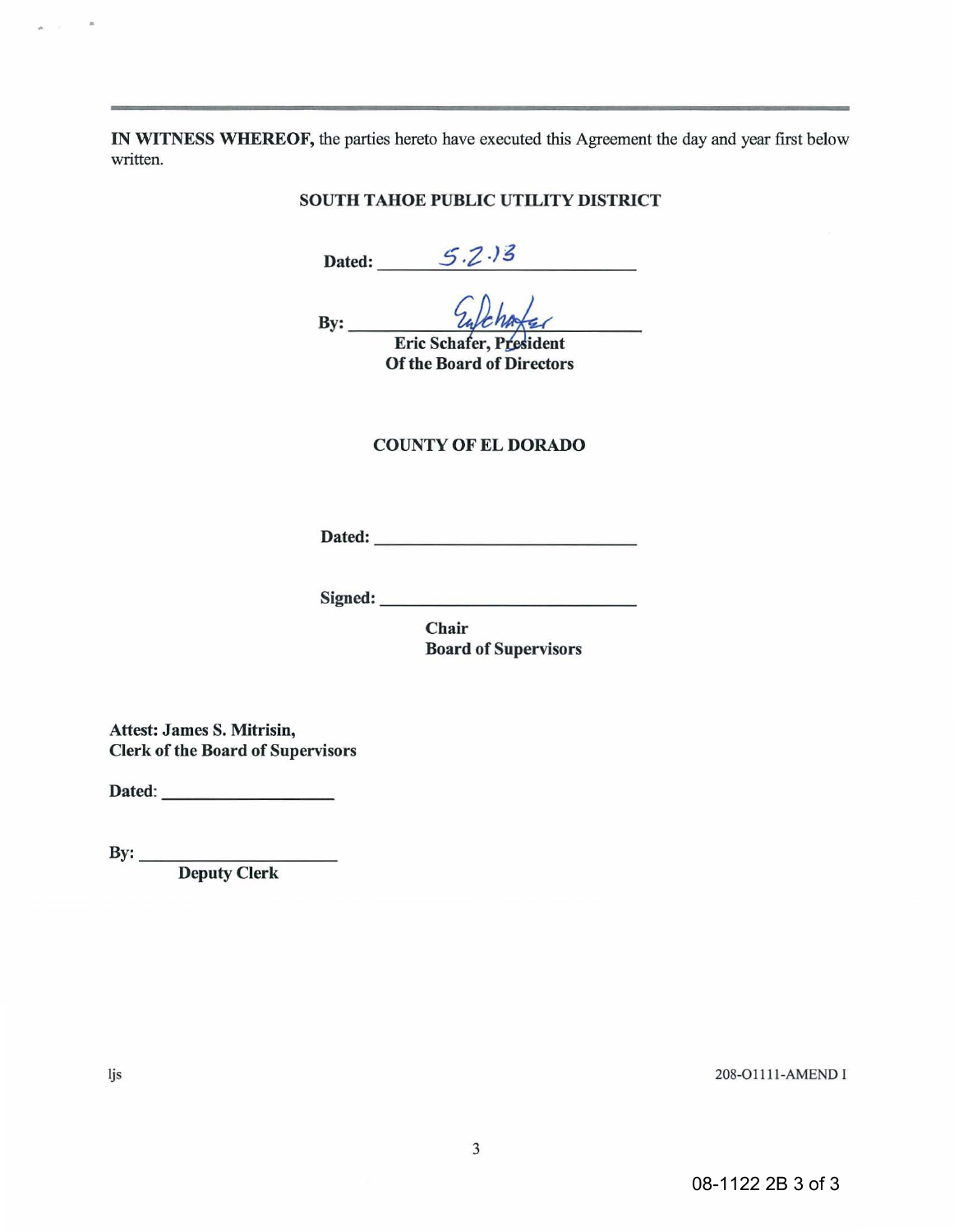**IN WITNESS WHEREOF,** the parties hereto have executed this Agreement the day and year first below written.

**SOUTH TAHOE PUBLIC UTILITY DISTRICT**

**Dated:** 5.2.13

**By:** ~~Eric Schafer~~ (signature)
**Eric Schafer, President**
**Of the Board of Directors**

**COUNTY OF EL DORADO**

**Dated:** ____________________________

**Signed:** ____________________________
**Chair**
**Board of Supervisors**

**Attest: James S. Mitrisin,**
**Clerk of the Board of Supervisors**

**Dated:** ____________________

**By:** ______________________
**Deputy Clerk**

ljs

208-O1111-AMEND I

08-1122 2B 3 of 3